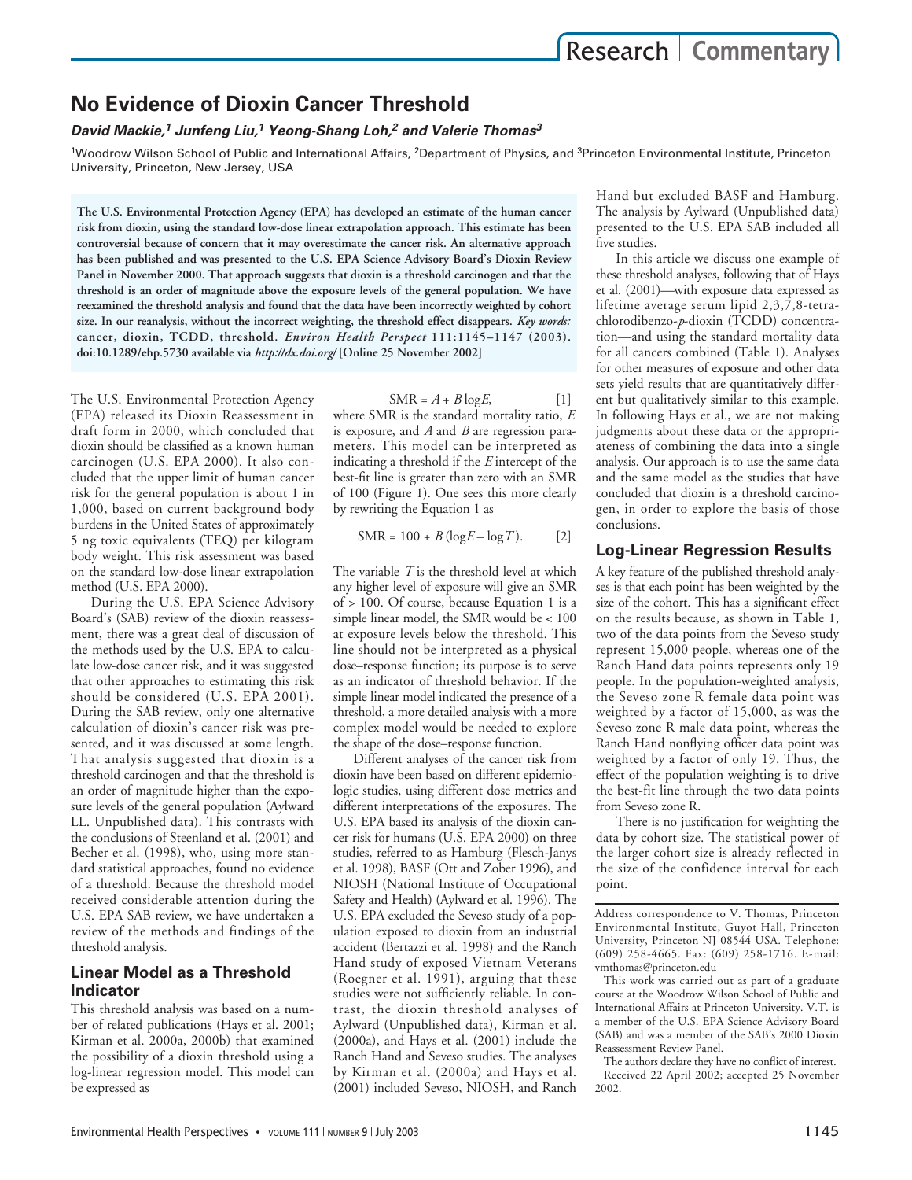Research | Commentary

# No Evidence of Dioxin Cancer Threshold

***David Mackie,[1] Junfeng Liu,[1] Yeong-Shang Loh,[2] and Valerie Thomas[3]***

[1]Woodrow Wilson School of Public and International Affairs, [2]Department of Physics, and [3]Princeton Environmental Institute, Princeton University, Princeton, New Jersey, USA

**The U.S. Environmental Protection Agency (EPA) has developed an estimate of the human cancer risk from dioxin, using the standard low-dose linear extrapolation approach. This estimate has been controversial because of concern that it may overestimate the cancer risk. An alternative approach has been published and was presented to the U.S. EPA Science Advisory Board's Dioxin Review Panel in November 2000. That approach suggests that dioxin is a threshold carcinogen and that the threshold is an order of magnitude above the exposure levels of the general population. We have reexamined the threshold analysis and found that the data have been incorrectly weighted by cohort size. In our reanalysis, without the incorrect weighting, the threshold effect disappears.** ***Key words:*** **cancer, dioxin, TCDD, threshold.** ***Environ Health Perspect*** **111:1145–1147 (2003). doi:10.1289/ehp.5730 available via** ***http://dx.doi.org/*** **[Online 25 November 2002]**

The U.S. Environmental Protection Agency (EPA) released its Dioxin Reassessment in draft form in 2000, which concluded that dioxin should be classified as a known human carcinogen (U.S. EPA 2000). It also concluded that the upper limit of human cancer risk for the general population is about 1 in 1,000, based on current background body burdens in the United States of approximately 5 ng toxic equivalents (TEQ) per kilogram body weight. This risk assessment was based on the standard low-dose linear extrapolation method (U.S. EPA 2000).

During the U.S. EPA Science Advisory Board's (SAB) review of the dioxin reassessment, there was a great deal of discussion of the methods used by the U.S. EPA to calculate low-dose cancer risk, and it was suggested that other approaches to estimating this risk should be considered (U.S. EPA 2001). During the SAB review, only one alternative calculation of dioxin's cancer risk was presented, and it was discussed at some length. That analysis suggested that dioxin is a threshold carcinogen and that the threshold is an order of magnitude higher than the exposure levels of the general population (Aylward LL. Unpublished data). This contrasts with the conclusions of Steenland et al. (2001) and Becher et al. (1998), who, using more standard statistical approaches, found no evidence of a threshold. Because the threshold model received considerable attention during the U.S. EPA SAB review, we have undertaken a review of the methods and findings of the threshold analysis.

## Linear Model as a Threshold Indicator

This threshold analysis was based on a number of related publications (Hays et al. 2001; Kirman et al. 2000a, 2000b) that examined the possibility of a dioxin threshold using a log-linear regression model. This model can be expressed as

$$SMR = A + B \log E, \qquad [1]$$

where SMR is the standard mortality ratio, $E$ is exposure, and $A$ and $B$ are regression parameters. This model can be interpreted as indicating a threshold if the $E$ intercept of the best-fit line is greater than zero with an SMR of 100 (Figure 1). One sees this more clearly by rewriting the Equation 1 as

$$SMR = 100 + B(\log E - \log T). \qquad [2]$$

The variable $T$ is the threshold level at which any higher level of exposure will give an SMR of > 100. Of course, because Equation 1 is a simple linear model, the SMR would be < 100 at exposure levels below the threshold. This line should not be interpreted as a physical dose–response function; its purpose is to serve as an indicator of threshold behavior. If the simple linear model indicated the presence of a threshold, a more detailed analysis with a more complex model would be needed to explore the shape of the dose–response function.

Different analyses of the cancer risk from dioxin have been based on different epidemiologic studies, using different dose metrics and different interpretations of the exposures. The U.S. EPA based its analysis of the dioxin cancer risk for humans (U.S. EPA 2000) on three studies, referred to as Hamburg (Flesch-Janys et al. 1998), BASF (Ott and Zober 1996), and NIOSH (National Institute of Occupational Safety and Health) (Aylward et al. 1996). The U.S. EPA excluded the Seveso study of a population exposed to dioxin from an industrial accident (Bertazzi et al. 1998) and the Ranch Hand study of exposed Vietnam Veterans (Roegner et al. 1991), arguing that these studies were not sufficiently reliable. In contrast, the dioxin threshold analyses of Aylward (Unpublished data), Kirman et al. (2000a), and Hays et al. (2001) include the Ranch Hand and Seveso studies. The analyses by Kirman et al. (2000a) and Hays et al. (2001) included Seveso, NIOSH, and Ranch Hand but excluded BASF and Hamburg. The analysis by Aylward (Unpublished data) presented to the U.S. EPA SAB included all five studies.

In this article we discuss one example of these threshold analyses, following that of Hays et al. (2001)—with exposure data expressed as lifetime average serum lipid 2,3,7,8-tetrachlorodibenzo-*p*-dioxin (TCDD) concentration—and using the standard mortality data for all cancers combined (Table 1). Analyses for other measures of exposure and other data sets yield results that are quantitatively different but qualitatively similar to this example. In following Hays et al., we are not making judgments about these data or the appropriateness of combining the data into a single analysis. Our approach is to use the same data and the same model as the studies that have concluded that dioxin is a threshold carcinogen, in order to explore the basis of those conclusions.

## Log-Linear Regression Results

A key feature of the published threshold analyses is that each point has been weighted by the size of the cohort. This has a significant effect on the results because, as shown in Table 1, two of the data points from the Seveso study represent 15,000 people, whereas one of the Ranch Hand data points represents only 19 people. In the population-weighted analysis, the Seveso zone R female data point was weighted by a factor of 15,000, as was the Seveso zone R male data point, whereas the Ranch Hand nonflying officer data point was weighted by a factor of only 19. Thus, the effect of the population weighting is to drive the best-fit line through the two data points from Seveso zone R.

There is no justification for weighting the data by cohort size. The statistical power of the larger cohort size is already reflected in the size of the confidence interval for each point.

Address correspondence to V. Thomas, Princeton Environmental Institute, Guyot Hall, Princeton University, Princeton NJ 08544 USA. Telephone: (609) 258-4665. Fax: (609) 258-1716. E-mail: vmthomas@princeton.edu

This work was carried out as part of a graduate course at the Woodrow Wilson School of Public and International Affairs at Princeton University. V.T. is a member of the U.S. EPA Science Advisory Board (SAB) and was a member of the SAB's 2000 Dioxin Reassessment Review Panel.

The authors declare they have no conflict of interest.

Received 22 April 2002; accepted 25 November 2002.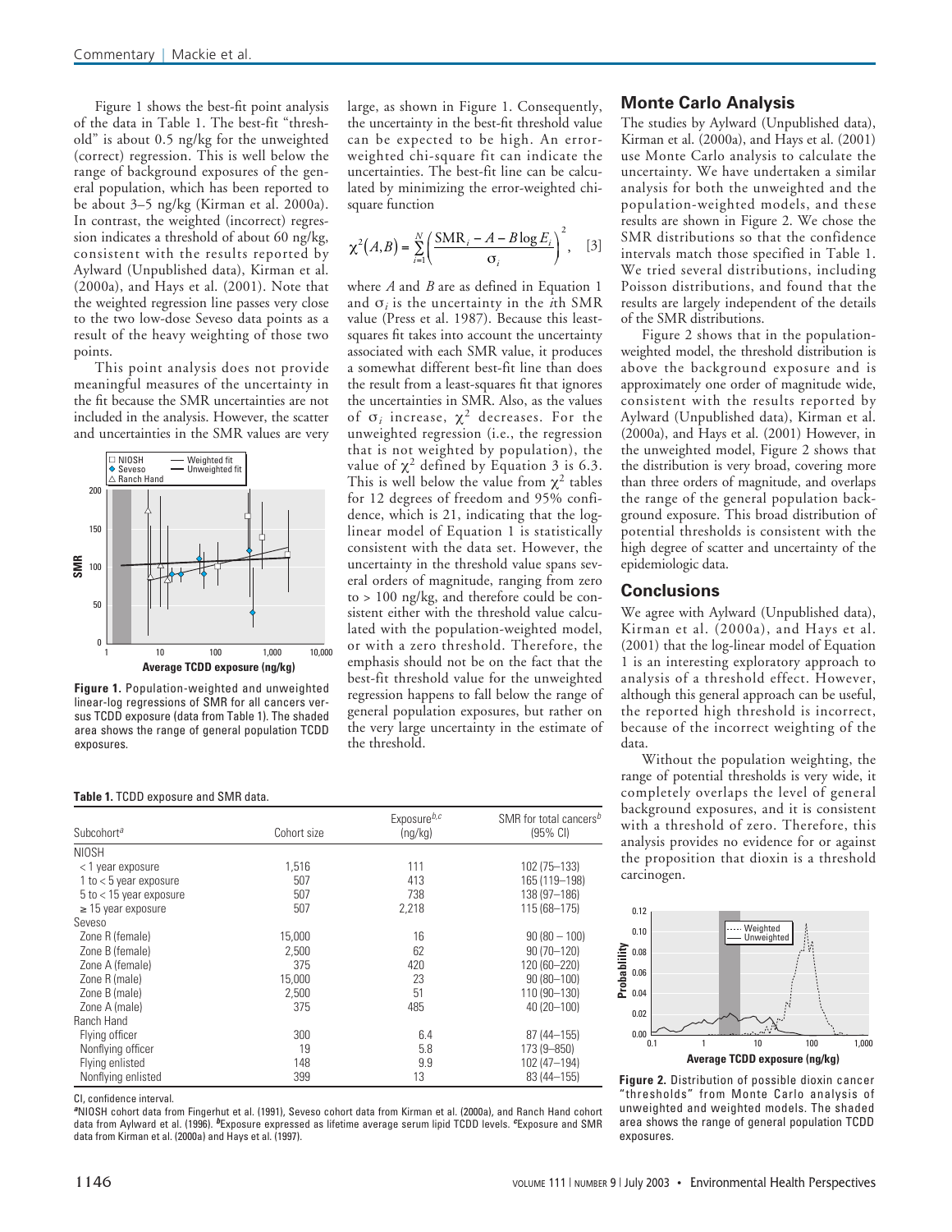Figure 1 shows the best-fit point analysis of the data in Table 1. The best-fit "threshold" is about 0.5 ng/kg for the unweighted (correct) regression. This is well below the range of background exposures of the general population, which has been reported to be about 3–5 ng/kg (Kirman et al. 2000a). In contrast, the weighted (incorrect) regression indicates a threshold of about 60 ng/kg, consistent with the results reported by Aylward (Unpublished data), Kirman et al. (2000a), and Hays et al. (2001). Note that the weighted regression line passes very close to the two low-dose Seveso data points as a result of the heavy weighting of those two points.

This point analysis does not provide meaningful measures of the uncertainty in the fit because the SMR uncertainties are not included in the analysis. However, the scatter and uncertainties in the SMR values are very large, as shown in Figure 1. Consequently, the uncertainty in the best-fit threshold value can be expected to be high. An error-weighted chi-square fit can indicate the uncertainties. The best-fit line can be calculated by minimizing the error-weighted chi-square function

$$\chi^2(A,B) = \sum_{i=1}^{N}\left(\frac{\text{SMR}_i - A - B\log E_i}{\sigma_i}\right)^2, \quad [3]$$

where $A$ and $B$ are as defined in Equation 1 and $\sigma_i$ is the uncertainty in the $i$th SMR value (Press et al. 1987). Because this least-squares fit takes into account the uncertainty associated with each SMR value, it produces a somewhat different best-fit line than does the result from a least-squares fit that ignores the uncertainties in SMR. Also, as the values of $\sigma_i$ increase, $\chi^2$ decreases. For the unweighted regression (i.e., the regression that is not weighted by population), the value of $\chi^2$ defined by Equation 3 is 6.3. This is well below the value from $\chi^2$ tables for 12 degrees of freedom and 95% confidence, which is 21, indicating that the log-linear model of Equation 1 is statistically consistent with the data set. However, the uncertainty in the threshold value spans several orders of magnitude, ranging from zero to > 100 ng/kg, and therefore could be consistent either with the threshold value calculated with the population-weighted model, or with a zero threshold. Therefore, the emphasis should not be on the fact that the best-fit threshold value for the unweighted regression happens to fall below the range of general population exposures, but rather on the very large uncertainty in the estimate of the threshold.

**Figure 1.** Population-weighted and unweighted linear-log regressions of SMR for all cancers versus TCDD exposure (data from Table 1). The shaded area shows the range of general population TCDD exposures.

## Monte Carlo Analysis

The studies by Aylward (Unpublished data), Kirman et al. (2000a), and Hays et al. (2001) use Monte Carlo analysis to calculate the uncertainty. We have undertaken a similar analysis for both the unweighted and the population-weighted models, and these results are shown in Figure 2. We chose the SMR distributions so that the confidence intervals match those specified in Table 1. We tried several distributions, including Poisson distributions, and found that the results are largely independent of the details of the SMR distributions.

Figure 2 shows that in the population-weighted model, the threshold distribution is above the background exposure and is approximately one order of magnitude wide, consistent with the results reported by Aylward (Unpublished data), Kirman et al. (2000a), and Hays et al. (2001) However, in the unweighted model, Figure 2 shows that the distribution is very broad, covering more than three orders of magnitude, and overlaps the range of the general population background exposure. This broad distribution of potential thresholds is consistent with the high degree of scatter and uncertainty of the epidemiologic data.

## Conclusions

We agree with Aylward (Unpublished data), Kirman et al. (2000a), and Hays et al. (2001) that the log-linear model of Equation 1 is an interesting exploratory approach to analysis of a threshold effect. However, although this general approach can be useful, the reported high threshold is incorrect, because of the incorrect weighting of the data.

Without the population weighting, the range of potential thresholds is very wide, it completely overlaps the level of general background exposures, and it is consistent with a threshold of zero. Therefore, this analysis provides no evidence for or against the proposition that dioxin is a threshold carcinogen.

**Figure 2.** Distribution of possible dioxin cancer "thresholds" from Monte Carlo analysis of unweighted and weighted models. The shaded area shows the range of general population TCDD exposures.

**Table 1.** TCDD exposure and SMR data.

| Subcohort[a] | Cohort size | Exposure[b,c] (ng/kg) | SMR for total cancers[b] (95% CI) |
|---|---|---|---|
| NIOSH | | | |
| < 1 year exposure | 1,516 | 111 | 102 (75–133) |
| 1 to < 5 year exposure | 507 | 413 | 165 (119–198) |
| 5 to < 15 year exposure | 507 | 738 | 138 (97–186) |
| ≥ 15 year exposure | 507 | 2,218 | 115 (68–175) |
| Seveso | | | |
| Zone R (female) | 15,000 | 16 | 90 (80 – 100) |
| Zone B (female) | 2,500 | 62 | 90 (70–120) |
| Zone A (female) | 375 | 420 | 120 (60–220) |
| Zone R (male) | 15,000 | 23 | 90 (80–100) |
| Zone B (male) | 2,500 | 51 | 110 (90–130) |
| Zone A (male) | 375 | 485 | 40 (20–100) |
| Ranch Hand | | | |
| Flying officer | 300 | 6.4 | 87 (44–155) |
| Nonflying officer | 19 | 5.8 | 173 (9–850) |
| Flying enlisted | 148 | 9.9 | 102 (47–194) |
| Nonflying enlisted | 399 | 13 | 83 (44–155) |

CI, confidence interval.
[a]NIOSH cohort data from Fingerhut et al. (1991), Seveso cohort data from Kirman et al. (2000a), and Ranch Hand cohort data from Aylward et al. (1996). [b]Exposure expressed as lifetime average serum lipid TCDD levels. [c]Exposure and SMR data from Kirman et al. (2000a) and Hays et al. (1997).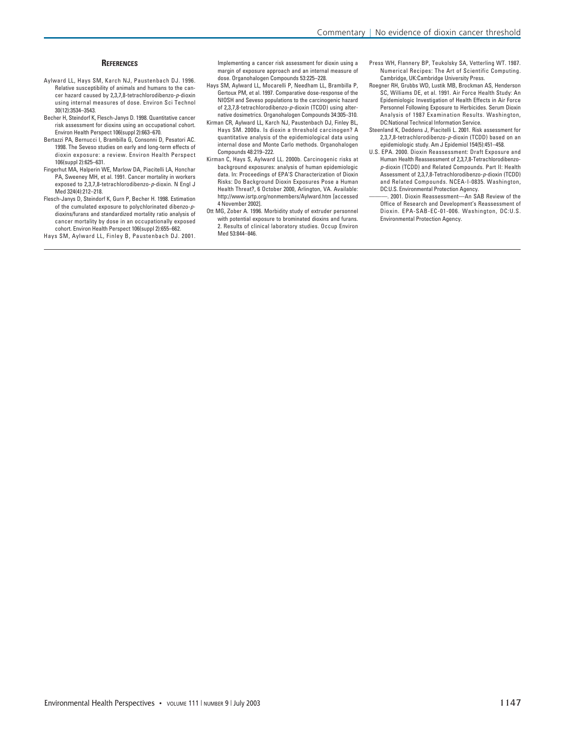## References

Aylward LL, Hays SM, Karch NJ, Paustenbach DJ. 1996. Relative susceptibility of animals and humans to the cancer hazard caused by 2,3,7,8-tetrachlorodibenzo-*p*-dioxin using internal measures of dose. Environ Sci Technol 30(12):3534–3543.

Becher H, Steindorf K, Flesch-Janys D. 1998. Quantitative cancer risk assessment for dioxins using an occupational cohort. Environ Health Perspect 106(suppl 2):663–670.

Bertazzi PA, Bernucci I, Brambilla G, Consonni D, Pesatori AC. 1998. The Seveso studies on early and long-term effects of dioxin exposure: a review. Environ Health Perspect 106(suppl 2):625–631.

Fingerhut MA, Halperin WE, Marlow DA, Piacitelli LA, Honchar PA, Sweeney MH, et al. 1991. Cancer mortality in workers exposed to 2,3,7,8-tetrachlorodibenzo-*p*-dioxin. N Engl J Med 324(4):212–218.

Flesch-Janys D, Steindorf K, Gurn P, Becher H. 1998. Estimation of the cumulated exposure to polychlorinated dibenzo-*p*-dioxins/furans and standardized mortality ratio analysis of cancer mortality by dose in an occupationally exposed cohort. Environ Health Perspect 106(suppl 2):655–662.

Hays SM, Aylward LL, Finley B, Paustenbach DJ. 2001. Implementing a cancer risk assessment for dioxin using a margin of exposure approach and an internal measure of dose. Organohalogen Compounds 53:225–228.

Hays SM, Aylward LL, Mocarelli P, Needham LL, Brambilla P, Gertoux PM, et al. 1997. Comparative dose-response of the NIOSH and Seveso populations to the carcinogenic hazard of 2,3,7,8-tetrachlorodibenzo-*p*-dioxin (TCDD) using alternative dosimetrics. Organohalogen Compounds 34:305–310.

Kirman CR, Aylward LL, Karch NJ, Paustenbach DJ, Finley BL, Hays SM. 2000a. Is dioxin a threshold carcinogen? A quantitative analysis of the epidemiological data using internal dose and Monte Carlo methods. Organohalogen Compounds 48:219–222.

Kirman C, Hays S, Aylward LL. 2000b. Carcinogenic risks at background exposures: analysis of human epidemiologic data. In: Proceedings of EPA'S Characterization of Dioxin Risks: Do Background Dioxin Exposures Pose a Human Health Threat?, 6 October 2000, Arlington, VA. Available: http://www.isrtp.org/nonmembers/Aylward.htm [accessed 4 November 2002].

Ott MG, Zober A. 1996. Morbidity study of extruder personnel with potential exposure to brominated dioxins and furans. 2. Results of clinical laboratory studies. Occup Environ Med 53:844–846.

Press WH, Flannery BP, Teukolsky SA, Vetterling WT. 1987. Numerical Recipes: The Art of Scientific Computing. Cambridge, UK:Cambridge University Press.

Roegner RH, Grubbs WD, Lustik MB, Brockman AS, Henderson SC, Williams DE, et al. 1991. Air Force Health Study: An Epidemiologic Investigation of Health Effects in Air Force Personnel Following Exposure to Herbicides. Serum Dioxin Analysis of 1987 Examination Results. Washington, DC:National Technical Information Service.

Steenland K, Deddens J, Piacitelli L. 2001. Risk assessment for 2,3,7,8-tetrachlorodibenzo-*p*-dioxin (TCDD) based on an epidemiologic study. Am J Epidemiol 154(5):451–458.

U.S. EPA. 2000. Dioxin Reassessment: Draft Exposure and Human Health Reassessment of 2,3,7,8-Tetrachlorodibenzo-*p*-dioxin (TCDD) and Related Compounds. Part II: Health Assessment of 2,3,7,8-Tetrachlorodibenzo-*p*-dioxin (TCDD) and Related Compounds. NCEA-I-0835. Washington, DC:U.S. Environmental Protection Agency.

———. 2001. Dioxin Reassessment—An SAB Review of the Office of Research and Development's Reassessment of Dioxin. EPA-SAB-EC-01-006. Washington, DC:U.S. Environmental Protection Agency.